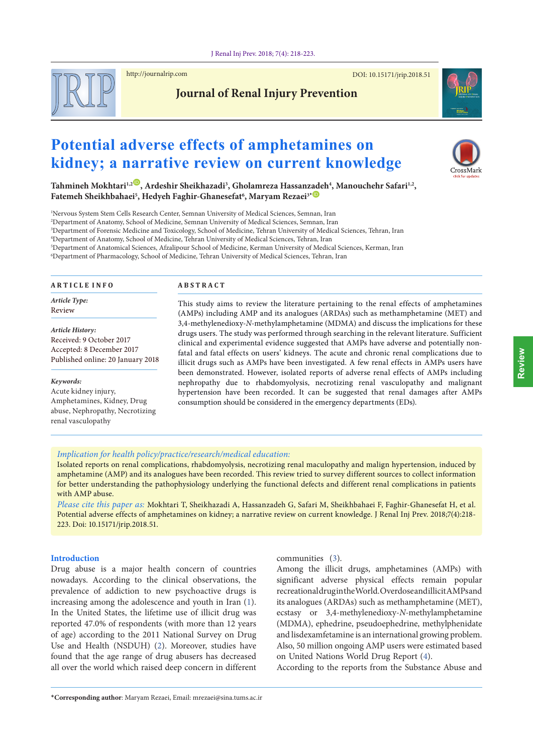http://journalrip.com

DOI: 10.15171/jrip.2018.51

Journal of Renal Injury Prevention

# Potential adverse effects of amphetamines on kidney; a narrative review on current knowledge

**Tahmineh Mokhtari[1,2], Ardeshir Sheikhazadi[3], Gholamreza Hassanzadeh[4], Manouchehr Safari[1,2], Fatemeh Sheikhbahaei[5], Hedyeh Faghir-Ghanesefat[6], Maryam Rezaei[3*]**

[1]Nervous System Stem Cells Research Center, Semnan University of Medical Sciences, Semnan, Iran
[2]Department of Anatomy, School of Medicine, Semnan University of Medical Sciences, Semnan, Iran
[3]Department of Forensic Medicine and Toxicology, School of Medicine, Tehran University of Medical Sciences, Tehran, Iran
[4]Department of Anatomy, School of Medicine, Tehran University of Medical Sciences, Tehran, Iran
[5]Department of Anatomical Sciences, Afzalipour School of Medicine, Kerman University of Medical Sciences, Kerman, Iran
[6]Department of Pharmacology, School of Medicine, Tehran University of Medical Sciences, Tehran, Iran

## ARTICLE INFO

*Article Type:*
Review

*Article History:*
Received: 9 October 2017
Accepted: 8 December 2017
Published online: 20 January 2018

*Keywords:*
Acute kidney injury, Amphetamines, Kidney, Drug abuse, Nephropathy, Necrotizing renal vasculopathy

## ABSTRACT

This study aims to review the literature pertaining to the renal effects of amphetamines (AMPs) including AMP and its analogues (ARDAs) such as methamphetamine (MET) and 3,4-methylenedioxy-*N*-methylamphetamine (MDMA) and discuss the implications for these drugs users. The study was performed through searching in the relevant literature. Sufficient clinical and experimental evidence suggested that AMPs have adverse and potentially non-fatal and fatal effects on users' kidneys. The acute and chronic renal complications due to illicit drugs such as AMPs have been investigated. A few renal effects in AMPs users have been demonstrated. However, isolated reports of adverse renal effects of AMPs including nephropathy due to rhabdomyolysis, necrotizing renal vasculopathy and malignant hypertension have been recorded. It can be suggested that renal damages after AMPs consumption should be considered in the emergency departments (EDs).

*Implication for health policy/practice/research/medical education:*
Isolated reports on renal complications, rhabdomyolysis, necrotizing renal maculopathy and malign hypertension, induced by amphetamine (AMP) and its analogues have been recorded. This review tried to survey different sources to collect information for better understanding the pathophysiology underlying the functional defects and different renal complications in patients with AMP abuse.
*Please cite this paper as:* Mokhtari T, Sheikhazadi A, Hassanzadeh G, Safari M, Sheikhbahaei F, Faghir-Ghanesefat H, et al. Potential adverse effects of amphetamines on kidney; a narrative review on current knowledge. J Renal Inj Prev. 2018;7(4):218-223. Doi: 10.15171/jrip.2018.51.

## Introduction

Drug abuse is a major health concern of countries nowadays. According to the clinical observations, the prevalence of addiction to the new psychoactive drugs is increasing among the adolescence and youth in Iran (1). In the United States, the lifetime use of illicit drug was reported 47.0% of respondents (with more than 12 years of age) according to the 2011 National Survey on Drug Use and Health (NSDUH) (2). Moreover, studies have found that the age range of drug abusers has decreased all over the world which raised deep concern in different communities (3).

Among the illicit drugs, amphetamines (AMPs) with significant adverse physical effects remain popular recreational drug in the World. Overdose and illicit AMPs and its analogues (ARDAs) such as methamphetamine (MET), ecstasy or 3,4-methylenedioxy-*N*-methylamphetamine (MDMA), ephedrine, pseudoephedrine, methylphenidate and lisdexamfetamine is an international growing problem. Also, 50 million ongoing AMP users were estimated based on United Nations World Drug Report (4).

According to the reports from the Substance Abuse and

**\*Corresponding author**: Maryam Rezaei, Email: mrezaei@sina.tums.ac.ir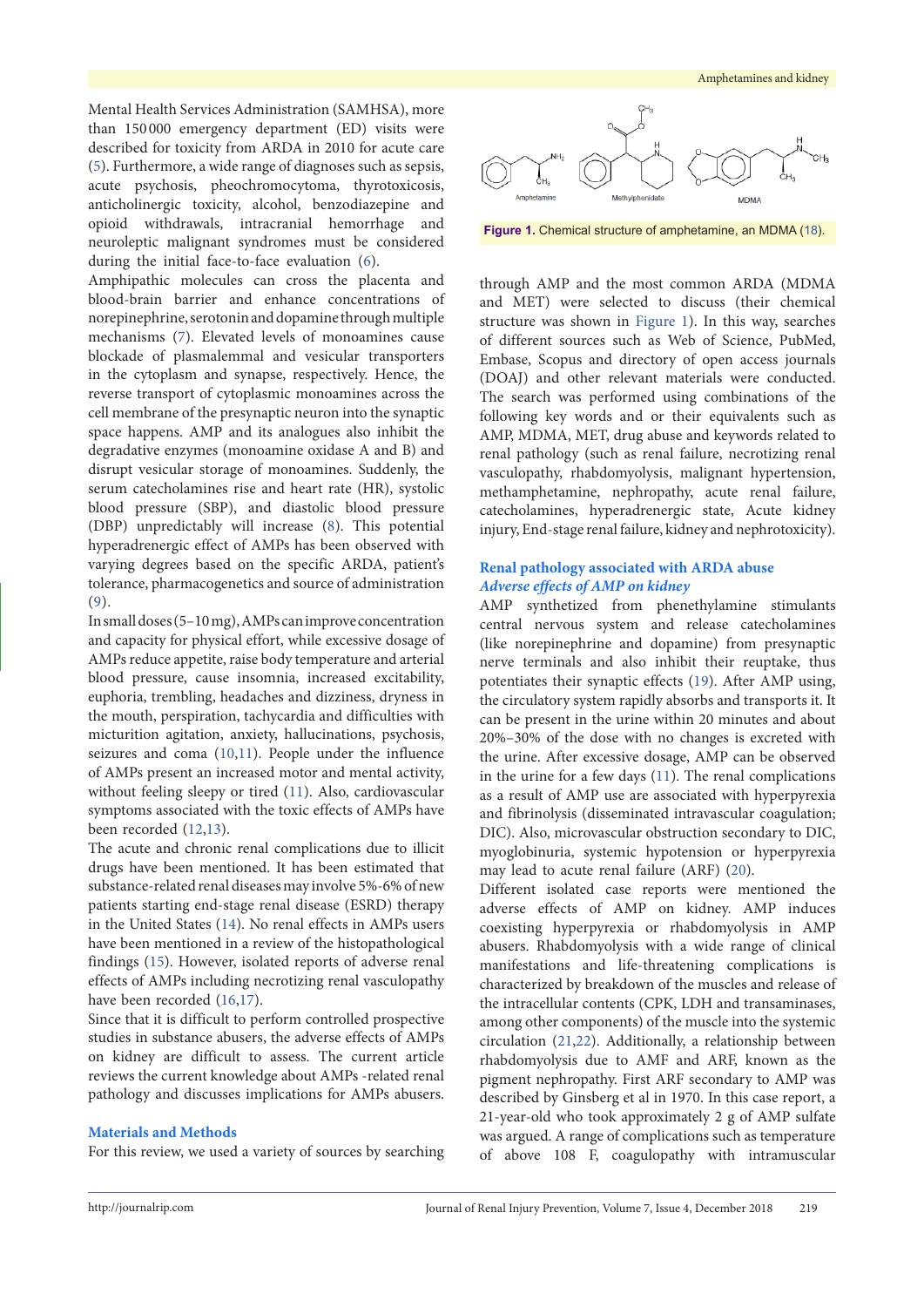Mental Health Services Administration (SAMHSA), more than 150 000 emergency department (ED) visits were described for toxicity from ARDA in 2010 for acute care (5). Furthermore, a wide range of diagnoses such as sepsis, acute psychosis, pheochromocytoma, thyrotoxicosis, anticholinergic toxicity, alcohol, benzodiazepine and opioid withdrawals, intracranial hemorrhage and neuroleptic malignant syndromes must be considered during the initial face-to-face evaluation (6).

Amphipathic molecules can cross the placenta and blood-brain barrier and enhance concentrations of norepinephrine, serotonin and dopamine through multiple mechanisms (7). Elevated levels of monoamines cause blockade of plasmalemmal and vesicular transporters in the cytoplasm and synapse, respectively. Hence, the reverse transport of cytoplasmic monoamines across the cell membrane of the presynaptic neuron into the synaptic space happens. AMP and its analogues also inhibit the degradative enzymes (monoamine oxidase A and B) and disrupt vesicular storage of monoamines. Suddenly, the serum catecholamines rise and heart rate (HR), systolic blood pressure (SBP), and diastolic blood pressure (DBP) unpredictably will increase (8). This potential hyperadrenergic effect of AMPs has been observed with varying degrees based on the specific ARDA, patient's tolerance, pharmacogenetics and source of administration (9).

In small doses (5–10 mg), AMPs can improve concentration and capacity for physical effort, while excessive dosage of AMPs reduce appetite, raise body temperature and arterial blood pressure, cause insomnia, increased excitability, euphoria, trembling, headaches and dizziness, dryness in the mouth, perspiration, tachycardia and difficulties with micturition agitation, anxiety, hallucinations, psychosis, seizures and coma (10,11). People under the influence of AMPs present an increased motor and mental activity, without feeling sleepy or tired (11). Also, cardiovascular symptoms associated with the toxic effects of AMPs have been recorded (12,13).

The acute and chronic renal complications due to illicit drugs have been mentioned. It has been estimated that substance-related renal diseases may involve 5%-6% of new patients starting end-stage renal disease (ESRD) therapy in the United States (14). No renal effects in AMPs users have been mentioned in a review of the histopathological findings (15). However, isolated reports of adverse renal effects of AMPs including necrotizing renal vasculopathy have been recorded (16,17).

Since that it is difficult to perform controlled prospective studies in substance abusers, the adverse effects of AMPs on kidney are difficult to assess. The current article reviews the current knowledge about AMPs -related renal pathology and discusses implications for AMPs abusers.

## Materials and Methods

For this review, we used a variety of sources by searching through AMP and the most common ARDA (MDMA and MET) were selected to discuss (their chemical structure was shown in Figure 1). In this way, searches of different sources such as Web of Science, PubMed, Embase, Scopus and directory of open access journals (DOAJ) and other relevant materials were conducted. The search was performed using combinations of the following key words and or their equivalents such as AMP, MDMA, MET, drug abuse and keywords related to renal pathology (such as renal failure, necrotizing renal vasculopathy, rhabdomyolysis, malignant hypertension, methamphetamine, nephropathy, acute renal failure, catecholamines, hyperadrenergic state, Acute kidney injury, End-stage renal failure, kidney and nephrotoxicity).

Amphetamine Methylphenidate MDMA

**Figure 1.** Chemical structure of amphetamine, an MDMA (18).

## Renal pathology associated with ARDA abuse

### *Adverse effects of AMP on kidney*

AMP synthetized from phenethylamine stimulants central nervous system and release catecholamines (like norepinephrine and dopamine) from presynaptic nerve terminals and also inhibit their reuptake, thus potentiates their synaptic effects (19). After AMP using, the circulatory system rapidly absorbs and transports it. It can be present in the urine within 20 minutes and about 20%–30% of the dose with no changes is excreted with the urine. After excessive dosage, AMP can be observed in the urine for a few days (11). The renal complications as a result of AMP use are associated with hyperpyrexia and fibrinolysis (disseminated intravascular coagulation; DIC). Also, microvascular obstruction secondary to DIC, myoglobinuria, systemic hypotension or hyperpyrexia may lead to acute renal failure (ARF) (20).

Different isolated case reports were mentioned the adverse effects of AMP on kidney. AMP induces coexisting hyperpyrexia or rhabdomyolysis in AMP abusers. Rhabdomyolysis with a wide range of clinical manifestations and life-threatening complications is characterized by breakdown of the muscles and release of the intracellular contents (CPK, LDH and transaminases, among other components) of the muscle into the systemic circulation (21,22). Additionally, a relationship between rhabdomyolysis due to AMF and ARF, known as the pigment nephropathy. First ARF secondary to AMP was described by Ginsberg et al in 1970. In this case report, a 21-year-old who took approximately 2 g of AMP sulfate was argued. A range of complications such as temperature of above 108 F, coagulopathy with intramuscular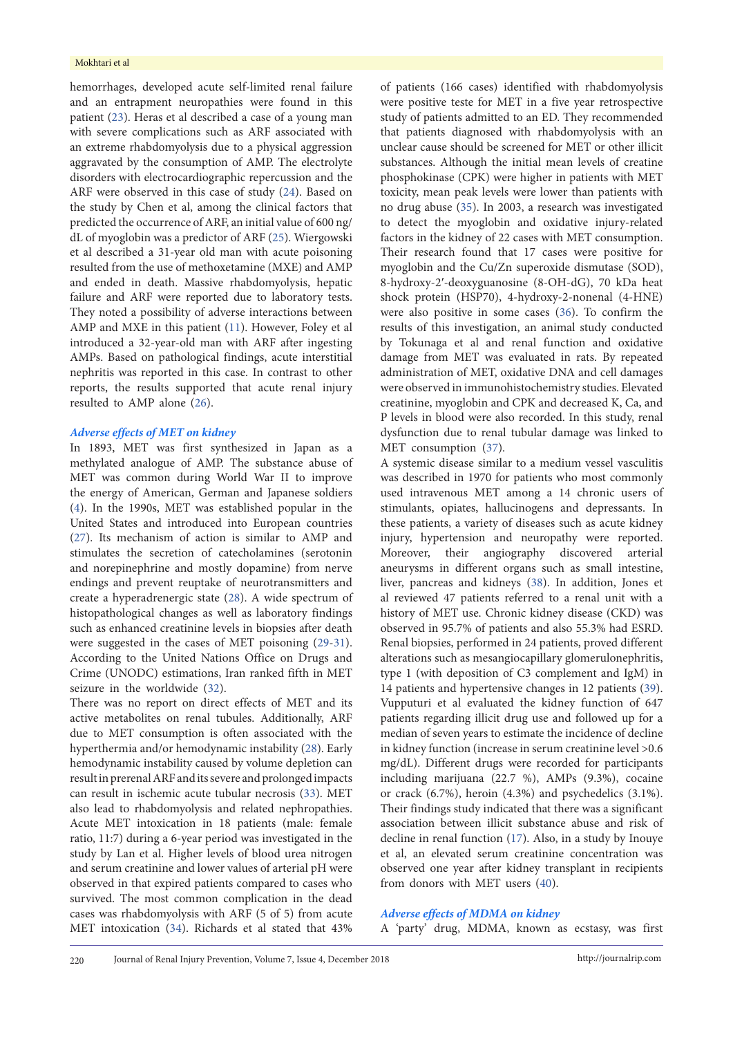hemorrhages, developed acute self-limited renal failure and an entrapment neuropathies were found in this patient (23). Heras et al described a case of a young man with severe complications such as ARF associated with an extreme rhabdomyolysis due to a physical aggression aggravated by the consumption of AMP. The electrolyte disorders with electrocardiographic repercussion and the ARF were observed in this case of study (24). Based on the study by Chen et al, among the clinical factors that predicted the occurrence of ARF, an initial value of 600 ng/dL of myoglobin was a predictor of ARF (25). Wiergowski et al described a 31-year old man with acute poisoning resulted from the use of methoxetamine (MXE) and AMP and ended in death. Massive rhabdomyolysis, hepatic failure and ARF were reported due to laboratory tests. They noted a possibility of adverse interactions between AMP and MXE in this patient (11). However, Foley et al introduced a 32-year-old man with ARF after ingesting AMPs. Based on pathological findings, acute interstitial nephritis was reported in this case. In contrast to other reports, the results supported that acute renal injury resulted to AMP alone (26).

### *Adverse effects of MET on kidney*

In 1893, MET was first synthesized in Japan as a methylated analogue of AMP. The substance abuse of MET was common during World War II to improve the energy of American, German and Japanese soldiers (4). In the 1990s, MET was established popular in the United States and introduced into European countries (27). Its mechanism of action is similar to AMP and stimulates the secretion of catecholamines (serotonin and norepinephrine and mostly dopamine) from nerve endings and prevent reuptake of neurotransmitters and create a hyperadrenergic state (28). A wide spectrum of histopathological changes as well as laboratory findings such as enhanced creatinine levels in biopsies after death were suggested in the cases of MET poisoning (29-31). According to the United Nations Office on Drugs and Crime (UNODC) estimations, Iran ranked fifth in MET seizure in the worldwide (32).

There was no report on direct effects of MET and its active metabolites on renal tubules. Additionally, ARF due to MET consumption is often associated with the hyperthermia and/or hemodynamic instability (28). Early hemodynamic instability caused by volume depletion can result in prerenal ARF and its severe and prolonged impacts can result in ischemic acute tubular necrosis (33). MET also lead to rhabdomyolysis and related nephropathies. Acute MET intoxication in 18 patients (male: female ratio, 11:7) during a 6-year period was investigated in the study by Lan et al. Higher levels of blood urea nitrogen and serum creatinine and lower values of arterial pH were observed in that expired patients compared to cases who survived. The most common complication in the dead cases was rhabdomyolysis with ARF (5 of 5) from acute MET intoxication (34). Richards et al stated that 43% of patients (166 cases) identified with rhabdomyolysis were positive teste for MET in a five year retrospective study of patients admitted to an ED. They recommended that patients diagnosed with rhabdomyolysis with an unclear cause should be screened for MET or other illicit substances. Although the initial mean levels of creatine phosphokinase (CPK) were higher in patients with MET toxicity, mean peak levels were lower than patients with no drug abuse (35). In 2003, a research was investigated to detect the myoglobin and oxidative injury-related factors in the kidney of 22 cases with MET consumption. Their research found that 17 cases were positive for myoglobin and the Cu/Zn superoxide dismutase (SOD), 8-hydroxy-2′-deoxyguanosine (8-OH-dG), 70 kDa heat shock protein (HSP70), 4-hydroxy-2-nonenal (4-HNE) were also positive in some cases (36). To confirm the results of this investigation, an animal study conducted by Tokunaga et al and renal function and oxidative damage from MET was evaluated in rats. By repeated administration of MET, oxidative DNA and cell damages were observed in immunohistochemistry studies. Elevated creatinine, myoglobin and CPK and decreased K, Ca, and P levels in blood were also recorded. In this study, renal dysfunction due to renal tubular damage was linked to MET consumption (37).

A systemic disease similar to a medium vessel vasculitis was described in 1970 for patients who most commonly used intravenous MET among a 14 chronic users of stimulants, opiates, hallucinogens and depressants. In these patients, a variety of diseases such as acute kidney injury, hypertension and neuropathy were reported. Moreover, their angiography discovered arterial aneurysms in different organs such as small intestine, liver, pancreas and kidneys (38). In addition, Jones et al reviewed 47 patients referred to a renal unit with a history of MET use. Chronic kidney disease (CKD) was observed in 95.7% of patients and also 55.3% had ESRD. Renal biopsies, performed in 24 patients, proved different alterations such as mesangiocapillary glomerulonephritis, type 1 (with deposition of C3 complement and IgM) in 14 patients and hypertensive changes in 12 patients (39). Vupputuri et al evaluated the kidney function of 647 patients regarding illicit drug use and followed up for a median of seven years to estimate the incidence of decline in kidney function (increase in serum creatinine level >0.6 mg/dL). Different drugs were recorded for participants including marijuana (22.7 %), AMPs (9.3%), cocaine or crack (6.7%), heroin (4.3%) and psychedelics (3.1%). Their findings study indicated that there was a significant association between illicit substance abuse and risk of decline in renal function (17). Also, in a study by Inouye et al, an elevated serum creatinine concentration was observed one year after kidney transplant in recipients from donors with MET users (40).

### *Adverse effects of MDMA on kidney*

A 'party' drug, MDMA, known as ecstasy, was first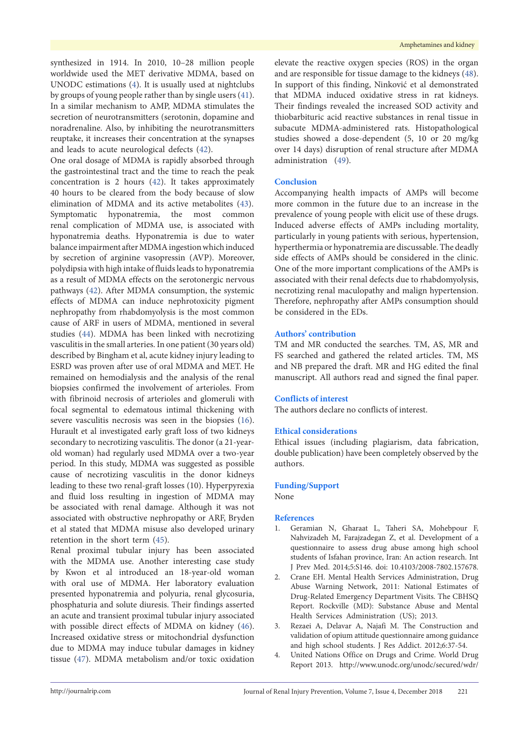synthesized in 1914. In 2010, 10–28 million people worldwide used the MET derivative MDMA, based on UNODC estimations (4). It is usually used at nightclubs by groups of young people rather than by single users (41). In a similar mechanism to AMP, MDMA stimulates the secretion of neurotransmitters (serotonin, dopamine and noradrenaline. Also, by inhibiting the neurotransmitters reuptake, it increases their concentration at the synapses and leads to acute neurological defects (42).

One oral dosage of MDMA is rapidly absorbed through the gastrointestinal tract and the time to reach the peak concentration is 2 hours (42). It takes approximately 40 hours to be cleared from the body because of slow elimination of MDMA and its active metabolites (43). Symptomatic hyponatremia, the most common renal complication of MDMA use, is associated with hyponatremia deaths. Hyponatremia is due to water balance impairment after MDMA ingestion which induced by secretion of arginine vasopressin (AVP). Moreover, polydipsia with high intake of fluids leads to hyponatremia as a result of MDMA effects on the serotonergic nervous pathways (42). After MDMA consumption, the systemic effects of MDMA can induce nephrotoxicity pigment nephropathy from rhabdomyolysis is the most common cause of ARF in users of MDMA, mentioned in several studies (44). MDMA has been linked with necrotizing vasculitis in the small arteries. In one patient (30 years old) described by Bingham et al, acute kidney injury leading to ESRD was proven after use of oral MDMA and MET. He remained on hemodialysis and the analysis of the renal biopsies confirmed the involvement of arterioles. From with fibrinoid necrosis of arterioles and glomeruli with focal segmental to edematous intimal thickening with severe vasculitis necrosis was seen in the biopsies (16). Hurault et al investigated early graft loss of two kidneys secondary to necrotizing vasculitis. The donor (a 21-year-old woman) had regularly used MDMA over a two-year period. In this study, MDMA was suggested as possible cause of necrotizing vasculitis in the donor kidneys leading to these two renal-graft losses (10). Hyperpyrexia and fluid loss resulting in ingestion of MDMA may be associated with renal damage. Although it was not associated with obstructive nephropathy or ARF, Bryden et al stated that MDMA misuse also developed urinary retention in the short term (45).

Renal proximal tubular injury has been associated with the MDMA use. Another interesting case study by Kwon et al introduced an 18-year-old woman with oral use of MDMA. Her laboratory evaluation presented hyponatremia and polyuria, renal glycosuria, phosphaturia and solute diuresis. Their findings asserted an acute and transient proximal tubular injury associated with possible direct effects of MDMA on kidney (46). Increased oxidative stress or mitochondrial dysfunction due to MDMA may induce tubular damages in kidney tissue (47). MDMA metabolism and/or toxic oxidation elevate the reactive oxygen species (ROS) in the organ and are responsible for tissue damage to the kidneys (48). In support of this finding, Ninković et al demonstrated that MDMA induced oxidative stress in rat kidneys. Their findings revealed the increased SOD activity and thiobarbituric acid reactive substances in renal tissue in subacute MDMA-administered rats. Histopathological studies showed a dose-dependent (5, 10 or 20 mg/kg over 14 days) disruption of renal structure after MDMA administration (49).

## Conclusion

Accompanying health impacts of AMPs will become more common in the future due to an increase in the prevalence of young people with elicit use of these drugs. Induced adverse effects of AMPs including mortality, particularly in young patients with serious, hypertension, hyperthermia or hyponatremia are discussable. The deadly side effects of AMPs should be considered in the clinic. One of the more important complications of the AMPs is associated with their renal defects due to rhabdomyolysis, necrotizing renal maculopathy and malign hypertension. Therefore, nephropathy after AMPs consumption should be considered in the EDs.

## Authors' contribution

TM and MR conducted the searches. TM, AS, MR and FS searched and gathered the related articles. TM, MS and NB prepared the draft. MR and HG edited the final manuscript. All authors read and signed the final paper.

## Conflicts of interest

The authors declare no conflicts of interest.

## Ethical considerations

Ethical issues (including plagiarism, data fabrication, double publication) have been completely observed by the authors.

## Funding/Support

None

## References

1. Geramian N, Gharaat L, Taheri SA, Mohebpour F, Nahvizadeh M, Farajzadegan Z, et al. Development of a questionnaire to assess drug abuse among high school students of Isfahan province, Iran: An action research. Int J Prev Med. 2014;5:S146. doi: 10.4103/2008-7802.157678.
2. Crane EH. Mental Health Services Administration, Drug Abuse Warning Network, 2011: National Estimates of Drug-Related Emergency Department Visits. The CBHSQ Report. Rockville (MD): Substance Abuse and Mental Health Services Administration (US); 2013.
3. Rezaei A, Delavar A, Najafi M. The Construction and validation of opium attitude questionnaire among guidance and high school students. J Res Addict. 2012;6:37-54.
4. United Nations Office on Drugs and Crime. World Drug Report 2013. http://www.unodc.org/unodc/secured/wdr/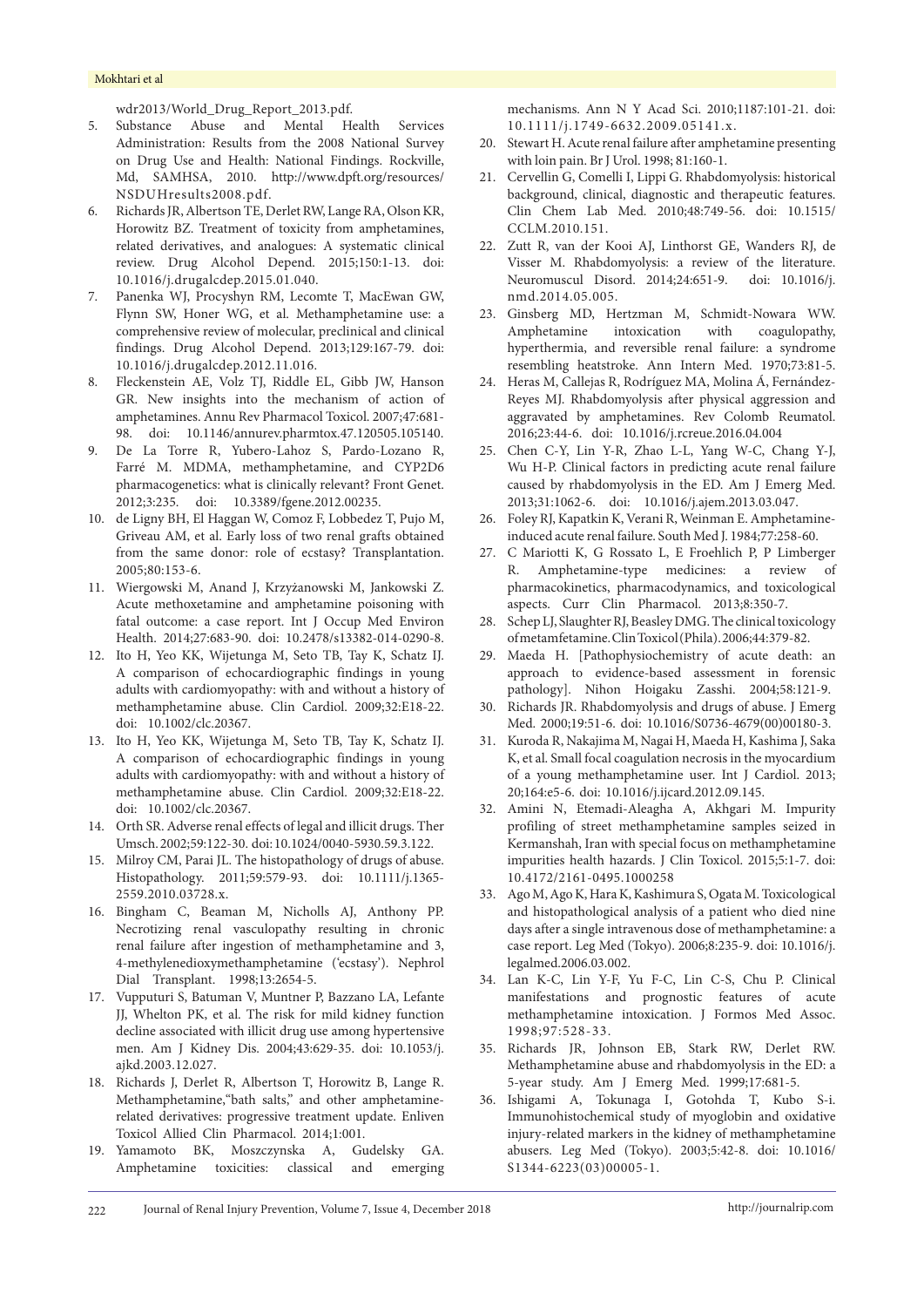wdr2013/World_Drug_Report_2013.pdf.

5. Substance Abuse and Mental Health Services Administration: Results from the 2008 National Survey on Drug Use and Health: National Findings. Rockville, Md, SAMHSA, 2010. http://www.dpft.org/resources/NSDUHresults2008.pdf.
6. Richards JR, Albertson TE, Derlet RW, Lange RA, Olson KR, Horowitz BZ. Treatment of toxicity from amphetamines, related derivatives, and analogues: A systematic clinical review. Drug Alcohol Depend. 2015;150:1-13. doi: 10.1016/j.drugalcdep.2015.01.040.
7. Panenka WJ, Procyshyn RM, Lecomte T, MacEwan GW, Flynn SW, Honer WG, et al. Methamphetamine use: a comprehensive review of molecular, preclinical and clinical findings. Drug Alcohol Depend. 2013;129:167-79. doi: 10.1016/j.drugalcdep.2012.11.016.
8. Fleckenstein AE, Volz TJ, Riddle EL, Gibb JW, Hanson GR. New insights into the mechanism of action of amphetamines. Annu Rev Pharmacol Toxicol. 2007;47:681-98. doi: 10.1146/annurev.pharmtox.47.120505.105140.
9. De La Torre R, Yubero-Lahoz S, Pardo-Lozano R, Farré M. MDMA, methamphetamine, and CYP2D6 pharmacogenetics: what is clinically relevant? Front Genet. 2012;3:235. doi: 10.3389/fgene.2012.00235.
10. de Ligny BH, El Haggan W, Comoz F, Lobbedez T, Pujo M, Griveau AM, et al. Early loss of two renal grafts obtained from the same donor: role of ecstasy? Transplantation. 2005;80:153-6.
11. Wiergowski M, Anand J, Krzyżanowski M, Jankowski Z. Acute methoxetamine and amphetamine poisoning with fatal outcome: a case report. Int J Occup Med Environ Health. 2014;27:683-90. doi: 10.2478/s13382-014-0290-8.
12. Ito H, Yeo KK, Wijetunga M, Seto TB, Tay K, Schatz IJ. A comparison of echocardiographic findings in young adults with cardiomyopathy: with and without a history of methamphetamine abuse. Clin Cardiol. 2009;32:E18-22. doi: 10.1002/clc.20367.
13. Ito H, Yeo KK, Wijetunga M, Seto TB, Tay K, Schatz IJ. A comparison of echocardiographic findings in young adults with cardiomyopathy: with and without a history of methamphetamine abuse. Clin Cardiol. 2009;32:E18-22. doi: 10.1002/clc.20367.
14. Orth SR. Adverse renal effects of legal and illicit drugs. Ther Umsch. 2002;59:122-30. doi: 10.1024/0040-5930.59.3.122.
15. Milroy CM, Parai JL. The histopathology of drugs of abuse. Histopathology. 2011;59:579-93. doi: 10.1111/j.1365-2559.2010.03728.x.
16. Bingham C, Beaman M, Nicholls AJ, Anthony PP. Necrotizing renal vasculopathy resulting in chronic renal failure after ingestion of methamphetamine and 3, 4-methylenedioxymethamphetamine ('ecstasy'). Nephrol Dial Transplant. 1998;13:2654-5.
17. Vupputuri S, Batuman V, Muntner P, Bazzano LA, Lefante JJ, Whelton PK, et al. The risk for mild kidney function decline associated with illicit drug use among hypertensive men. Am J Kidney Dis. 2004;43:629-35. doi: 10.1053/j.ajkd.2003.12.027.
18. Richards J, Derlet R, Albertson T, Horowitz B, Lange R. Methamphetamine,"bath salts," and other amphetamine-related derivatives: progressive treatment update. Enliven Toxicol Allied Clin Pharmacol. 2014;1:001.
19. Yamamoto BK, Moszczynska A, Gudelsky GA. Amphetamine toxicities: classical and emerging mechanisms. Ann N Y Acad Sci. 2010;1187:101-21. doi: 10.1111/j.1749-6632.2009.05141.x.
20. Stewart H. Acute renal failure after amphetamine presenting with loin pain. Br J Urol. 1998; 81:160-1.
21. Cervellin G, Comelli I, Lippi G. Rhabdomyolysis: historical background, clinical, diagnostic and therapeutic features. Clin Chem Lab Med. 2010;48:749-56. doi: 10.1515/CCLM.2010.151.
22. Zutt R, van der Kooi AJ, Linthorst GE, Wanders RJ, de Visser M. Rhabdomyolysis: a review of the literature. Neuromuscul Disord. 2014;24:651-9. doi: 10.1016/j.nmd.2014.05.005.
23. Ginsberg MD, Hertzman M, Schmidt-Nowara WW. Amphetamine intoxication with coagulopathy, hyperthermia, and reversible renal failure: a syndrome resembling heatstroke. Ann Intern Med. 1970;73:81-5.
24. Heras M, Callejas R, Rodríguez MA, Molina Á, Fernández-Reyes MJ. Rhabdomyolysis after physical aggression and aggravated by amphetamines. Rev Colomb Reumatol. 2016;23:44-6. doi: 10.1016/j.rcreue.2016.04.004
25. Chen C-Y, Lin Y-R, Zhao L-L, Yang W-C, Chang Y-J, Wu H-P. Clinical factors in predicting acute renal failure caused by rhabdomyolysis in the ED. Am J Emerg Med. 2013;31:1062-6. doi: 10.1016/j.ajem.2013.03.047.
26. Foley RJ, Kapatkin K, Verani R, Weinman E. Amphetamine-induced acute renal failure. South Med J. 1984;77:258-60.
27. C Mariotti K, G Rossato L, E Froehlich P, P Limberger R. Amphetamine-type medicines: a review of pharmacokinetics, pharmacodynamics, and toxicological aspects. Curr Clin Pharmacol. 2013;8:350-7.
28. Schep LJ, Slaughter RJ, Beasley DMG. The clinical toxicology of metamfetamine. Clin Toxicol (Phila). 2006;44:379-82.
29. Maeda H. [Pathophysiochemistry of acute death: an approach to evidence-based assessment in forensic pathology]. Nihon Hoigaku Zasshi. 2004;58:121-9.
30. Richards JR. Rhabdomyolysis and drugs of abuse. J Emerg Med. 2000;19:51-6. doi: 10.1016/S0736-4679(00)00180-3.
31. Kuroda R, Nakajima M, Nagai H, Maeda H, Kashima J, Saka K, et al. Small focal coagulation necrosis in the myocardium of a young methamphetamine user. Int J Cardiol. 2013; 20;164:e5-6. doi: 10.1016/j.ijcard.2012.09.145.
32. Amini N, Etemadi-Aleagha A, Akhgari M. Impurity profiling of street methamphetamine samples seized in Kermanshah, Iran with special focus on methamphetamine impurities health hazards. J Clin Toxicol. 2015;5:1-7. doi: 10.4172/2161-0495.1000258
33. Ago M, Ago K, Hara K, Kashimura S, Ogata M. Toxicological and histopathological analysis of a patient who died nine days after a single intravenous dose of methamphetamine: a case report. Leg Med (Tokyo). 2006;8:235-9. doi: 10.1016/j.legalmed.2006.03.002.
34. Lan K-C, Lin Y-F, Yu F-C, Lin C-S, Chu P. Clinical manifestations and prognostic features of acute methamphetamine intoxication. J Formos Med Assoc. 1998;97:528-33.
35. Richards JR, Johnson EB, Stark RW, Derlet RW. Methamphetamine abuse and rhabdomyolysis in the ED: a 5-year study. Am J Emerg Med. 1999;17:681-5.
36. Ishigami A, Tokunaga I, Gotohda T, Kubo S-i. Immunohistochemical study of myoglobin and oxidative injury-related markers in the kidney of methamphetamine abusers. Leg Med (Tokyo). 2003;5:42-8. doi: 10.1016/S1344-6223(03)00005-1.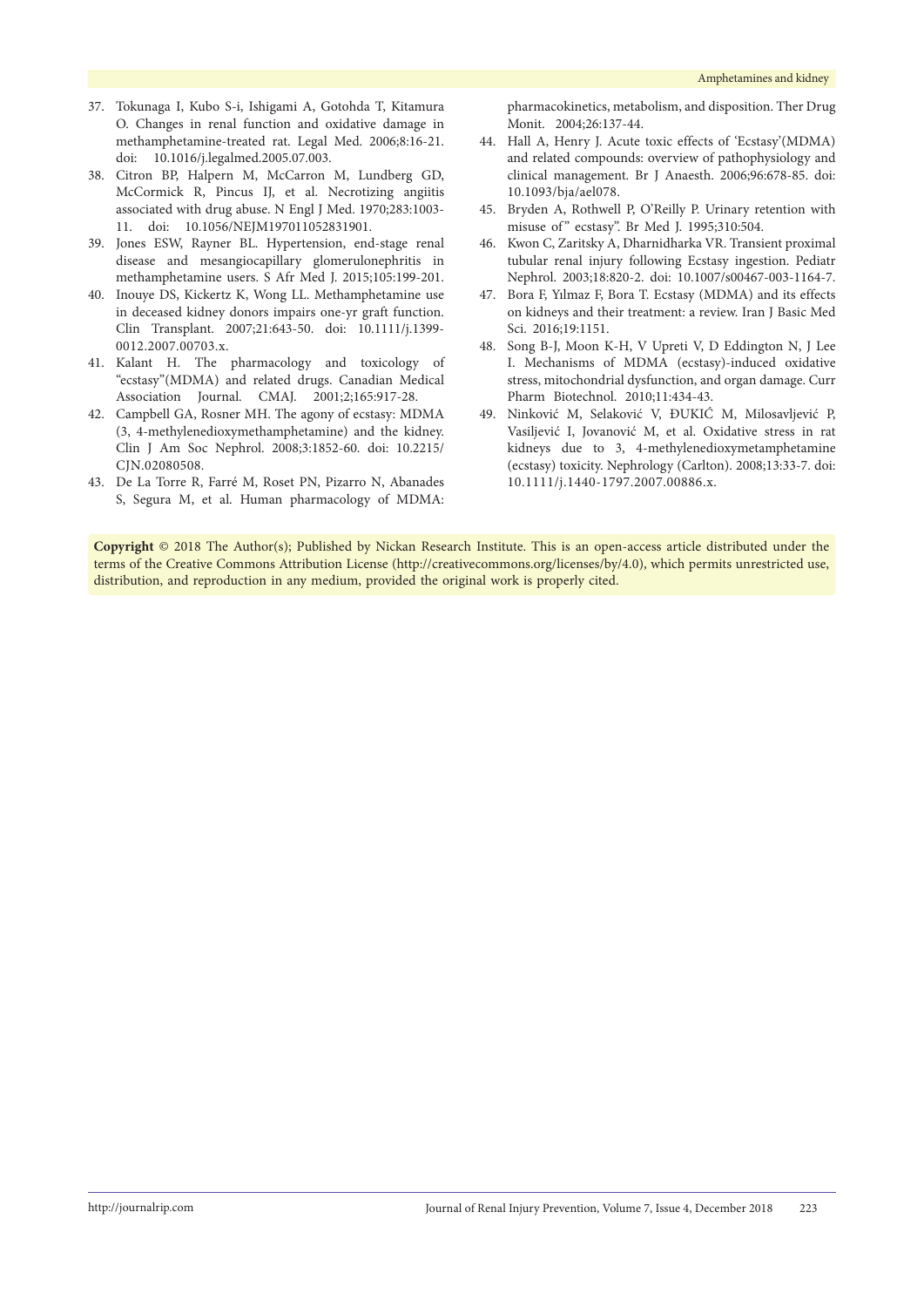37. Tokunaga I, Kubo S-i, Ishigami A, Gotohda T, Kitamura O. Changes in renal function and oxidative damage in methamphetamine-treated rat. Legal Med. 2006;8:16-21. doi: 10.1016/j.legalmed.2005.07.003.
38. Citron BP, Halpern M, McCarron M, Lundberg GD, McCormick R, Pincus IJ, et al. Necrotizing angiitis associated with drug abuse. N Engl J Med. 1970;283:1003-11. doi: 10.1056/NEJM197011052831901.
39. Jones ESW, Rayner BL. Hypertension, end-stage renal disease and mesangiocapillary glomerulonephritis in methamphetamine users. S Afr Med J. 2015;105:199-201.
40. Inouye DS, Kickertz K, Wong LL. Methamphetamine use in deceased kidney donors impairs one-yr graft function. Clin Transplant. 2007;21:643-50. doi: 10.1111/j.1399-0012.2007.00703.x.
41. Kalant H. The pharmacology and toxicology of "ecstasy"(MDMA) and related drugs. Canadian Medical Association Journal. CMAJ. 2001;2;165:917-28.
42. Campbell GA, Rosner MH. The agony of ecstasy: MDMA (3, 4-methylenedioxymethamphetamine) and the kidney. Clin J Am Soc Nephrol. 2008;3:1852-60. doi: 10.2215/CJN.02080508.
43. De La Torre R, Farré M, Roset PN, Pizarro N, Abanades S, Segura M, et al. Human pharmacology of MDMA: pharmacokinetics, metabolism, and disposition. Ther Drug Monit. 2004;26:137-44.
44. Hall A, Henry J. Acute toxic effects of 'Ecstasy'(MDMA) and related compounds: overview of pathophysiology and clinical management. Br J Anaesth. 2006;96:678-85. doi: 10.1093/bja/ael078.
45. Bryden A, Rothwell P, O'Reilly P. Urinary retention with misuse of" ecstasy". Br Med J. 1995;310:504.
46. Kwon C, Zaritsky A, Dharnidharka VR. Transient proximal tubular renal injury following Ecstasy ingestion. Pediatr Nephrol. 2003;18:820-2. doi: 10.1007/s00467-003-1164-7.
47. Bora F, Yılmaz F, Bora T. Ecstasy (MDMA) and its effects on kidneys and their treatment: a review. Iran J Basic Med Sci. 2016;19:1151.
48. Song B-J, Moon K-H, V Upreti V, D Eddington N, J Lee I. Mechanisms of MDMA (ecstasy)-induced oxidative stress, mitochondrial dysfunction, and organ damage. Curr Pharm Biotechnol. 2010;11:434-43.
49. Ninković M, Selaković V, ĐUKIĆ M, Milosavljević P, Vasiljević I, Jovanović M, et al. Oxidative stress in rat kidneys due to 3, 4-methylenedioxymetamphetamine (ecstasy) toxicity. Nephrology (Carlton). 2008;13:33-7. doi: 10.1111/j.1440-1797.2007.00886.x.

**Copyright** © 2018 The Author(s); Published by Nickan Research Institute. This is an open-access article distributed under the terms of the Creative Commons Attribution License (http://creativecommons.org/licenses/by/4.0), which permits unrestricted use, distribution, and reproduction in any medium, provided the original work is properly cited.